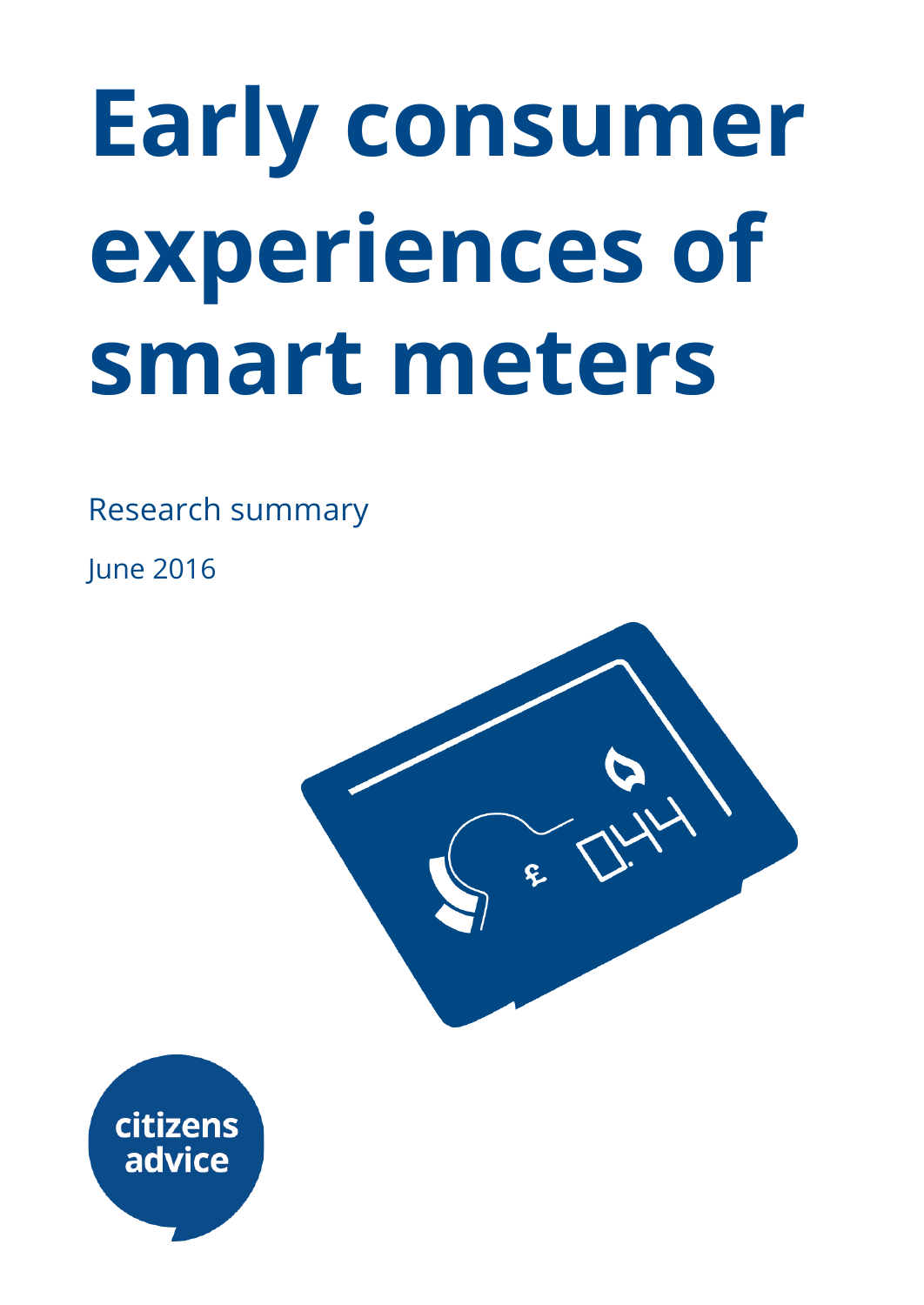# Early consumer experiences of smart meters

Research summary

June 2016

citizens advice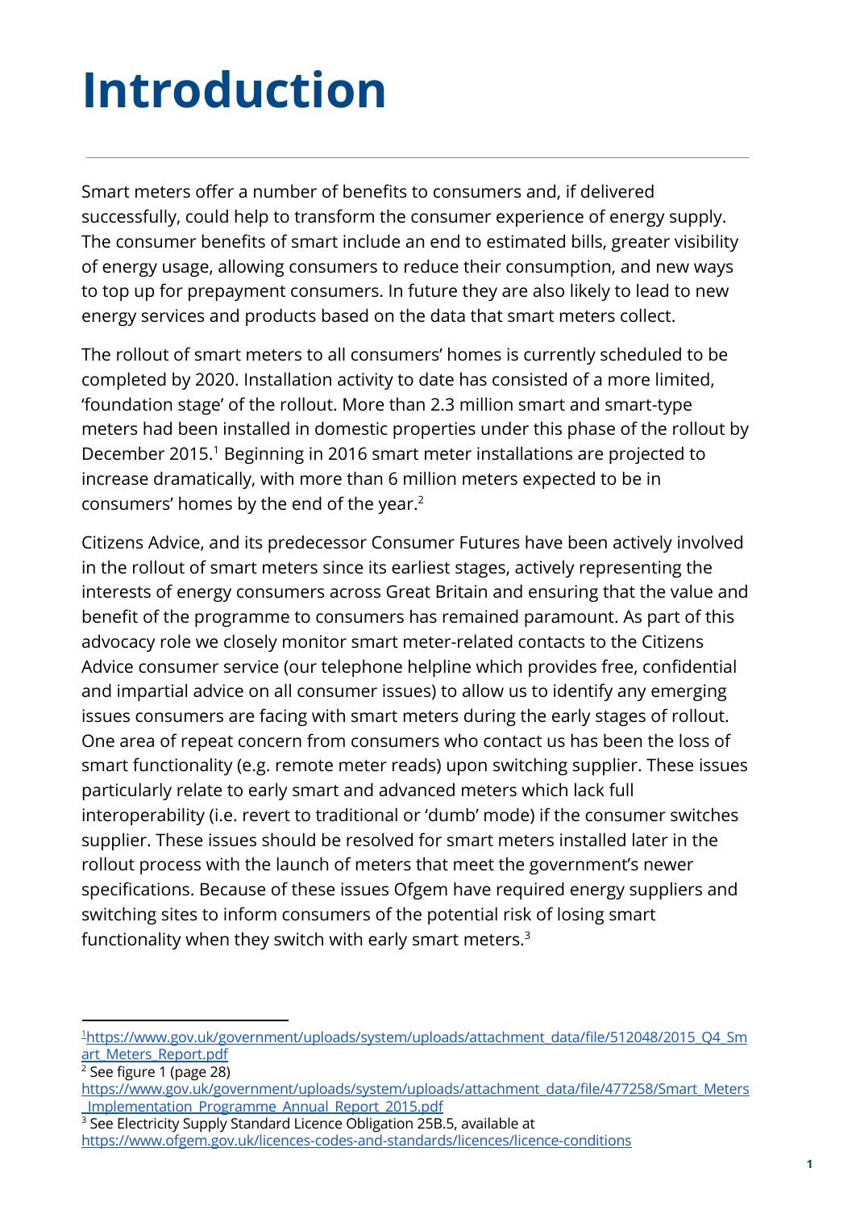# Introduction

Smart meters offer a number of benefits to consumers and, if delivered successfully, could help to transform the consumer experience of energy supply. The consumer benefits of smart include an end to estimated bills, greater visibility of energy usage, allowing consumers to reduce their consumption, and new ways to top up for prepayment consumers. In future they are also likely to lead to new energy services and products based on the data that smart meters collect.

The rollout of smart meters to all consumers' homes is currently scheduled to be completed by 2020. Installation activity to date has consisted of a more limited, 'foundation stage' of the rollout. More than 2.3 million smart and smart-type meters had been installed in domestic properties under this phase of the rollout by December 2015.[1] Beginning in 2016 smart meter installations are projected to increase dramatically, with more than 6 million meters expected to be in consumers' homes by the end of the year.[2]

Citizens Advice, and its predecessor Consumer Futures have been actively involved in the rollout of smart meters since its earliest stages, actively representing the interests of energy consumers across Great Britain and ensuring that the value and benefit of the programme to consumers has remained paramount. As part of this advocacy role we closely monitor smart meter-related contacts to the Citizens Advice consumer service (our telephone helpline which provides free, confidential and impartial advice on all consumer issues) to allow us to identify any emerging issues consumers are facing with smart meters during the early stages of rollout. One area of repeat concern from consumers who contact us has been the loss of smart functionality (e.g. remote meter reads) upon switching supplier. These issues particularly relate to early smart and advanced meters which lack full interoperability (i.e. revert to traditional or 'dumb' mode) if the consumer switches supplier. These issues should be resolved for smart meters installed later in the rollout process with the launch of meters that meet the government's newer specifications. Because of these issues Ofgem have required energy suppliers and switching sites to inform consumers of the potential risk of losing smart functionality when they switch with early smart meters.[3]

---

[1] https://www.gov.uk/government/uploads/system/uploads/attachment_data/file/512048/2015_Q4_Smart_Meters_Report.pdf

[2] See figure 1 (page 28) https://www.gov.uk/government/uploads/system/uploads/attachment_data/file/477258/Smart_Meters_Implementation_Programme_Annual_Report_2015.pdf

[3] See Electricity Supply Standard Licence Obligation 25B.5, available at https://www.ofgem.gov.uk/licences-codes-and-standards/licences/licence-conditions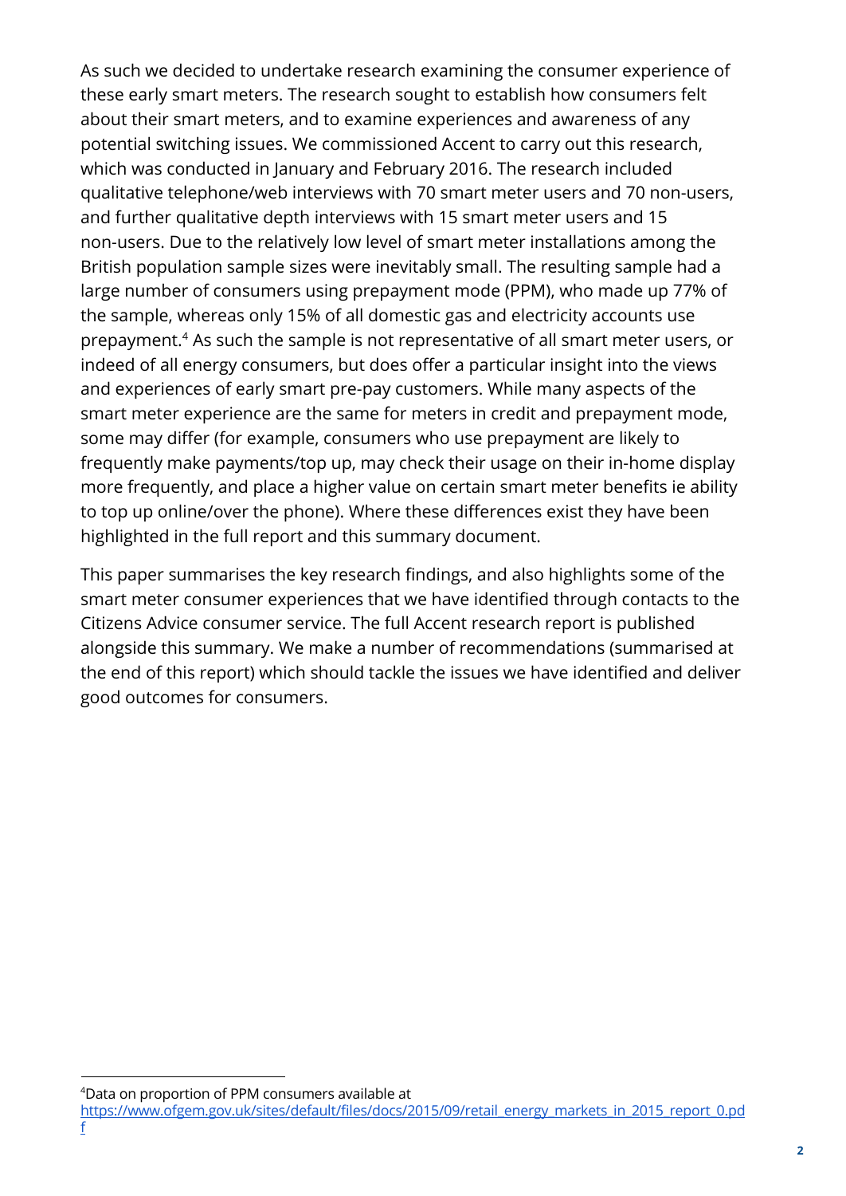As such we decided to undertake research examining the consumer experience of these early smart meters. The research sought to establish how consumers felt about their smart meters, and to examine experiences and awareness of any potential switching issues. We commissioned Accent to carry out this research, which was conducted in January and February 2016. The research included qualitative telephone/web interviews with 70 smart meter users and 70 non-users, and further qualitative depth interviews with 15 smart meter users and 15 non-users. Due to the relatively low level of smart meter installations among the British population sample sizes were inevitably small. The resulting sample had a large number of consumers using prepayment mode (PPM), who made up 77% of the sample, whereas only 15% of all domestic gas and electricity accounts use prepayment.[4] As such the sample is not representative of all smart meter users, or indeed of all energy consumers, but does offer a particular insight into the views and experiences of early smart pre-pay customers. While many aspects of the smart meter experience are the same for meters in credit and prepayment mode, some may differ (for example, consumers who use prepayment are likely to frequently make payments/top up, may check their usage on their in-home display more frequently, and place a higher value on certain smart meter benefits ie ability to top up online/over the phone). Where these differences exist they have been highlighted in the full report and this summary document.

This paper summarises the key research findings, and also highlights some of the smart meter consumer experiences that we have identified through contacts to the Citizens Advice consumer service. The full Accent research report is published alongside this summary. We make a number of recommendations (summarised at the end of this report) which should tackle the issues we have identified and deliver good outcomes for consumers.

[4] Data on proportion of PPM consumers available at https://www.ofgem.gov.uk/sites/default/files/docs/2015/09/retail_energy_markets_in_2015_report_0.pdf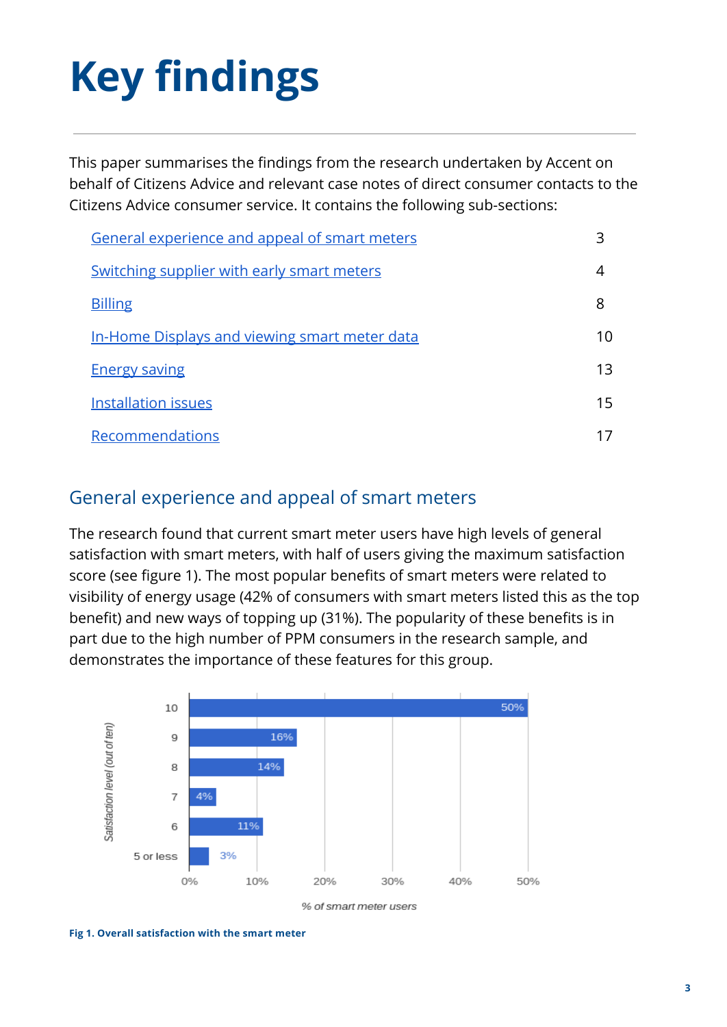# Key findings

This paper summarises the findings from the research undertaken by Accent on behalf of Citizens Advice and relevant case notes of direct consumer contacts to the Citizens Advice consumer service. It contains the following sub-sections:

| | |
|---|---|
| General experience and appeal of smart meters | 3 |
| Switching supplier with early smart meters | 4 |
| Billing | 8 |
| In-Home Displays and viewing smart meter data | 10 |
| Energy saving | 13 |
| Installation issues | 15 |
| Recommendations | 17 |

## General experience and appeal of smart meters

The research found that current smart meter users have high levels of general satisfaction with smart meters, with half of users giving the maximum satisfaction score (see figure 1). The most popular benefits of smart meters were related to visibility of energy usage (42% of consumers with smart meters listed this as the top benefit) and new ways of topping up (31%). The popularity of these benefits is in part due to the high number of PPM consumers in the research sample, and demonstrates the importance of these features for this group.

| Satisfaction level (out of ten) | % of smart meter users |
|---|---|
| 10 | 50% |
| 9 | 16% |
| 8 | 14% |
| 7 | 4% |
| 6 | 11% |
| 5 or less | 3% |

**Fig 1. Overall satisfaction with the smart meter**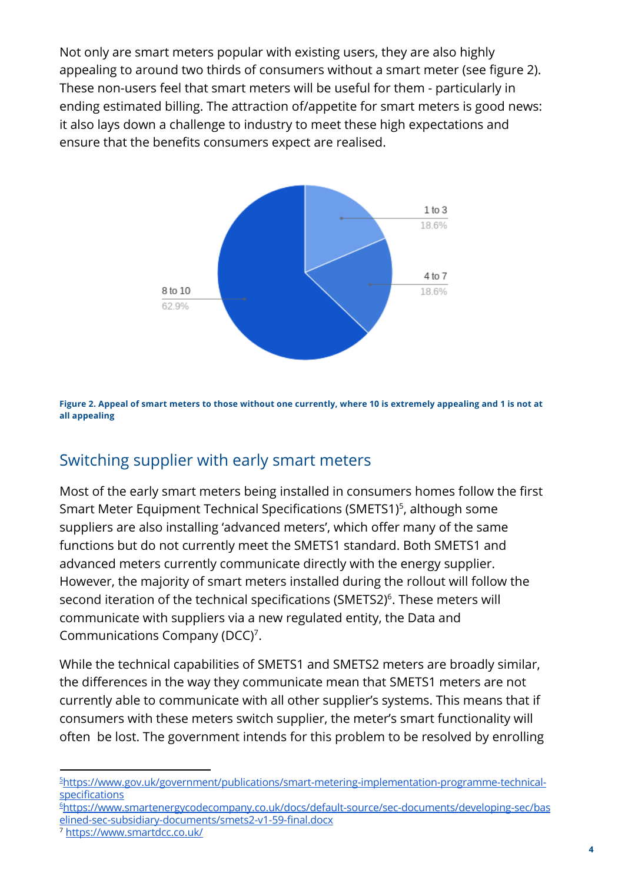Not only are smart meters popular with existing users, they are also highly appealing to around two thirds of consumers without a smart meter (see figure 2). These non-users feel that smart meters will be useful for them - particularly in ending estimated billing. The attraction of/appetite for smart meters is good news: it also lays down a challenge to industry to meet these high expectations and ensure that the benefits consumers expect are realised.

1 to 3
18.6%

4 to 7
18.6%

8 to 10
62.9%

**Figure 2. Appeal of smart meters to those without one currently, where 10 is extremely appealing and 1 is not at all appealing**

## Switching supplier with early smart meters

Most of the early smart meters being installed in consumers homes follow the first Smart Meter Equipment Technical Specifications (SMETS1)[5], although some suppliers are also installing 'advanced meters', which offer many of the same functions but do not currently meet the SMETS1 standard. Both SMETS1 and advanced meters currently communicate directly with the energy supplier. However, the majority of smart meters installed during the rollout will follow the second iteration of the technical specifications (SMETS2)[6]. These meters will communicate with suppliers via a new regulated entity, the Data and Communications Company (DCC)[7].

While the technical capabilities of SMETS1 and SMETS2 meters are broadly similar, the differences in the way they communicate mean that SMETS1 meters are not currently able to communicate with all other supplier's systems. This means that if consumers with these meters switch supplier, the meter's smart functionality will often be lost. The government intends for this problem to be resolved by enrolling

[5] https://www.gov.uk/government/publications/smart-metering-implementation-programme-technical-specifications

[6] https://www.smartenergycodecompany.co.uk/docs/default-source/sec-documents/developing-sec/baselined-sec-subsidiary-documents/smets2-v1-59-final.docx

[7] https://www.smartdcc.co.uk/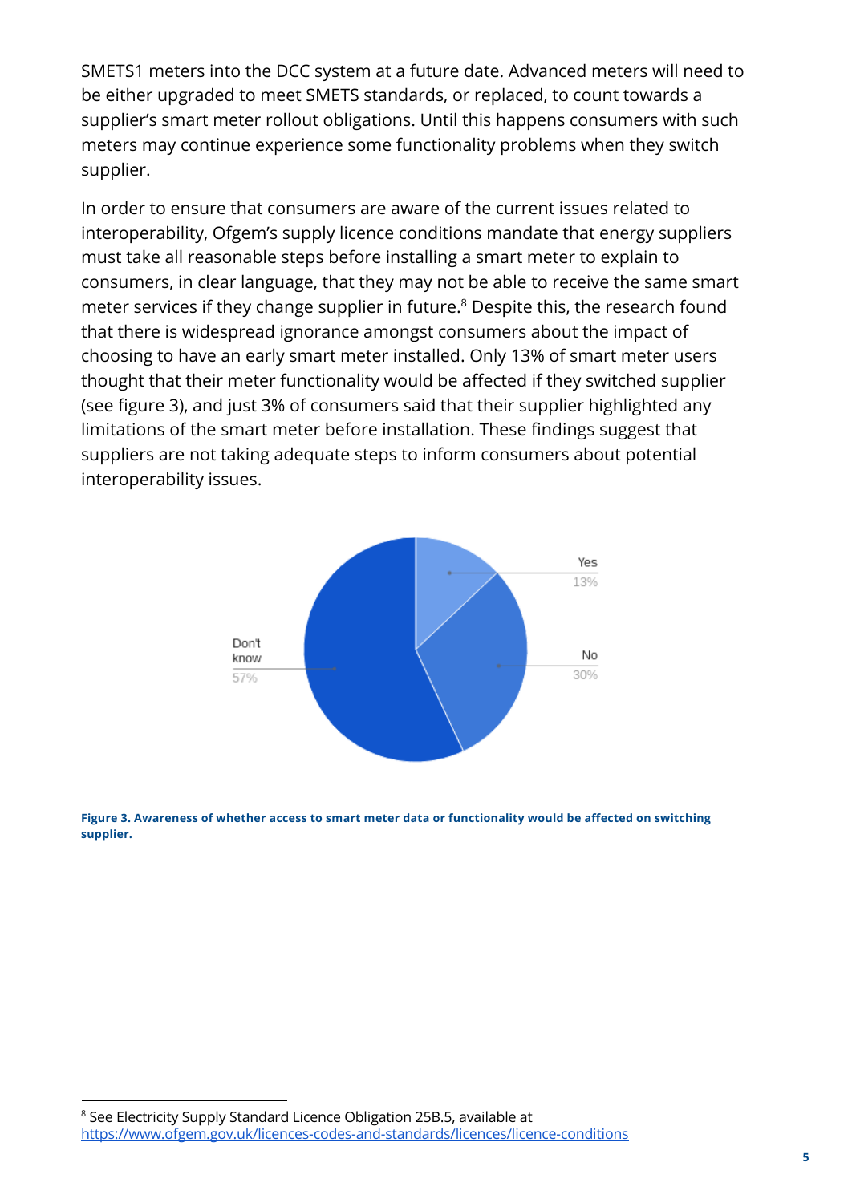SMETS1 meters into the DCC system at a future date. Advanced meters will need to be either upgraded to meet SMETS standards, or replaced, to count towards a supplier's smart meter rollout obligations. Until this happens consumers with such meters may continue experience some functionality problems when they switch supplier.

In order to ensure that consumers are aware of the current issues related to interoperability, Ofgem's supply licence conditions mandate that energy suppliers must take all reasonable steps before installing a smart meter to explain to consumers, in clear language, that they may not be able to receive the same smart meter services if they change supplier in future.[8] Despite this, the research found that there is widespread ignorance amongst consumers about the impact of choosing to have an early smart meter installed. Only 13% of smart meter users thought that their meter functionality would be affected if they switched supplier (see figure 3), and just 3% of consumers said that their supplier highlighted any limitations of the smart meter before installation. These findings suggest that suppliers are not taking adequate steps to inform consumers about potential interoperability issues.

Yes 13%

No 30%

Don't know 57%

**Figure 3. Awareness of whether access to smart meter data or functionality would be affected on switching supplier.**

[8] See Electricity Supply Standard Licence Obligation 25B.5, available at https://www.ofgem.gov.uk/licences-codes-and-standards/licences/licence-conditions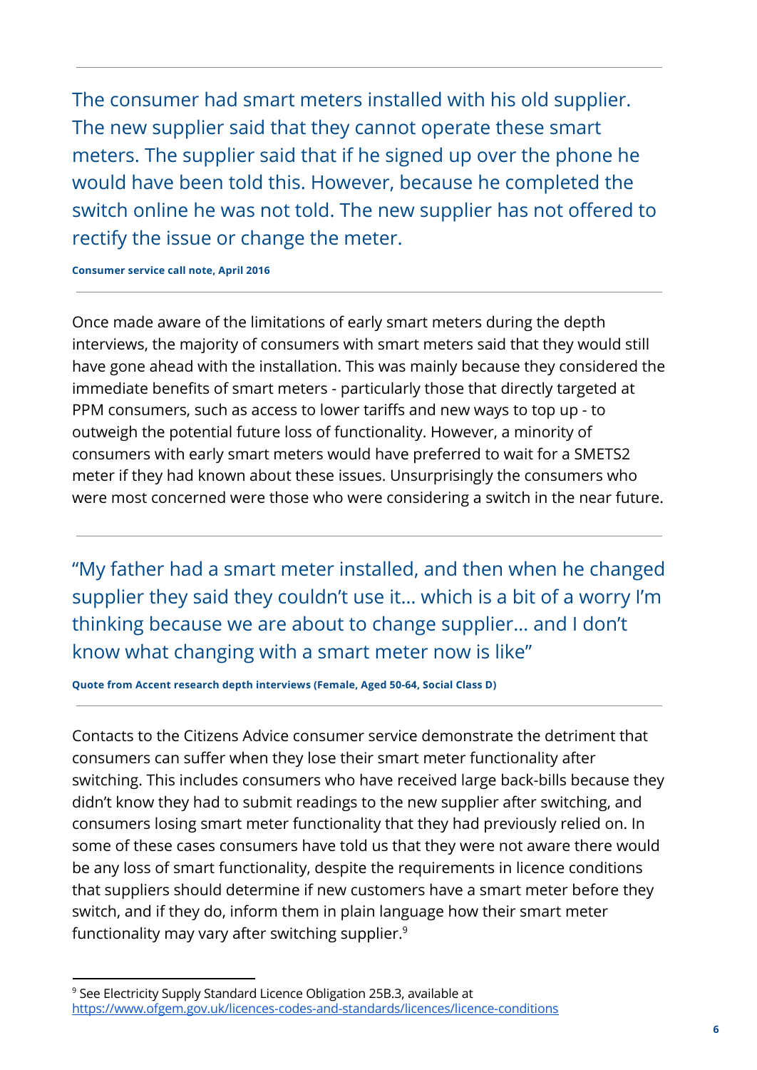> The consumer had smart meters installed with his old supplier. The new supplier said that they cannot operate these smart meters. The supplier said that if he signed up over the phone he would have been told this. However, because he completed the switch online he was not told. The new supplier has not offered to rectify the issue or change the meter.

**Consumer service call note, April 2016**

Once made aware of the limitations of early smart meters during the depth interviews, the majority of consumers with smart meters said that they would still have gone ahead with the installation. This was mainly because they considered the immediate benefits of smart meters - particularly those that directly targeted at PPM consumers, such as access to lower tariffs and new ways to top up - to outweigh the potential future loss of functionality. However, a minority of consumers with early smart meters would have preferred to wait for a SMETS2 meter if they had known about these issues. Unsurprisingly the consumers who were most concerned were those who were considering a switch in the near future.

> "My father had a smart meter installed, and then when he changed supplier they said they couldn't use it… which is a bit of a worry I'm thinking because we are about to change supplier… and I don't know what changing with a smart meter now is like"

**Quote from Accent research depth interviews (Female, Aged 50-64, Social Class D)**

Contacts to the Citizens Advice consumer service demonstrate the detriment that consumers can suffer when they lose their smart meter functionality after switching. This includes consumers who have received large back-bills because they didn't know they had to submit readings to the new supplier after switching, and consumers losing smart meter functionality that they had previously relied on. In some of these cases consumers have told us that they were not aware there would be any loss of smart functionality, despite the requirements in licence conditions that suppliers should determine if new customers have a smart meter before they switch, and if they do, inform them in plain language how their smart meter functionality may vary after switching supplier.[9]

---

[9] See Electricity Supply Standard Licence Obligation 25B.3, available at https://www.ofgem.gov.uk/licences-codes-and-standards/licences/licence-conditions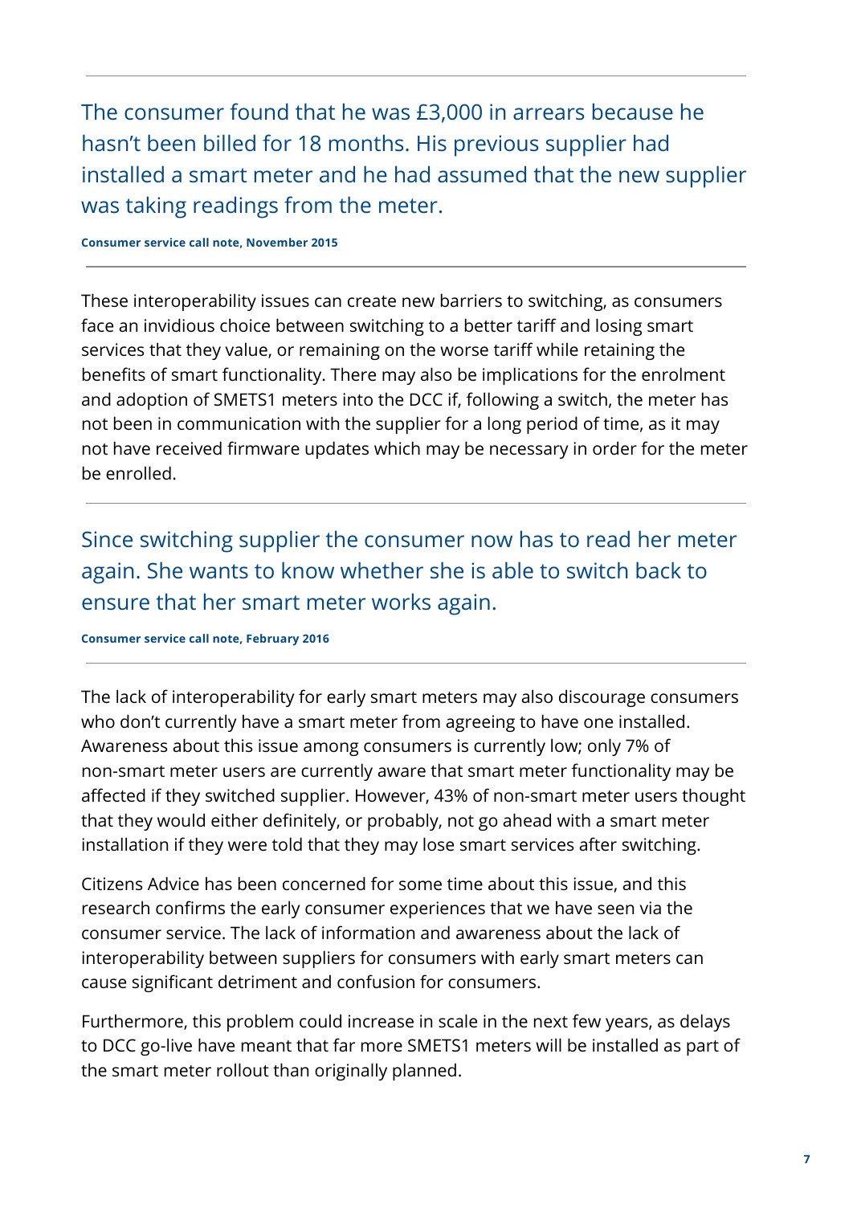---

> The consumer found that he was £3,000 in arrears because he hasn't been billed for 18 months. His previous supplier had installed a smart meter and he had assumed that the new supplier was taking readings from the meter.
>
> **Consumer service call note, November 2015**

---

These interoperability issues can create new barriers to switching, as consumers face an invidious choice between switching to a better tariff and losing smart services that they value, or remaining on the worse tariff while retaining the benefits of smart functionality. There may also be implications for the enrolment and adoption of SMETS1 meters into the DCC if, following a switch, the meter has not been in communication with the supplier for a long period of time, as it may not have received firmware updates which may be necessary in order for the meter be enrolled.

---

> Since switching supplier the consumer now has to read her meter again. She wants to know whether she is able to switch back to ensure that her smart meter works again.
>
> **Consumer service call note, February 2016**

---

The lack of interoperability for early smart meters may also discourage consumers who don't currently have a smart meter from agreeing to have one installed. Awareness about this issue among consumers is currently low; only 7% of non-smart meter users are currently aware that smart meter functionality may be affected if they switched supplier. However, 43% of non-smart meter users thought that they would either definitely, or probably, not go ahead with a smart meter installation if they were told that they may lose smart services after switching.

Citizens Advice has been concerned for some time about this issue, and this research confirms the early consumer experiences that we have seen via the consumer service. The lack of information and awareness about the lack of interoperability between suppliers for consumers with early smart meters can cause significant detriment and confusion for consumers.

Furthermore, this problem could increase in scale in the next few years, as delays to DCC go-live have meant that far more SMETS1 meters will be installed as part of the smart meter rollout than originally planned.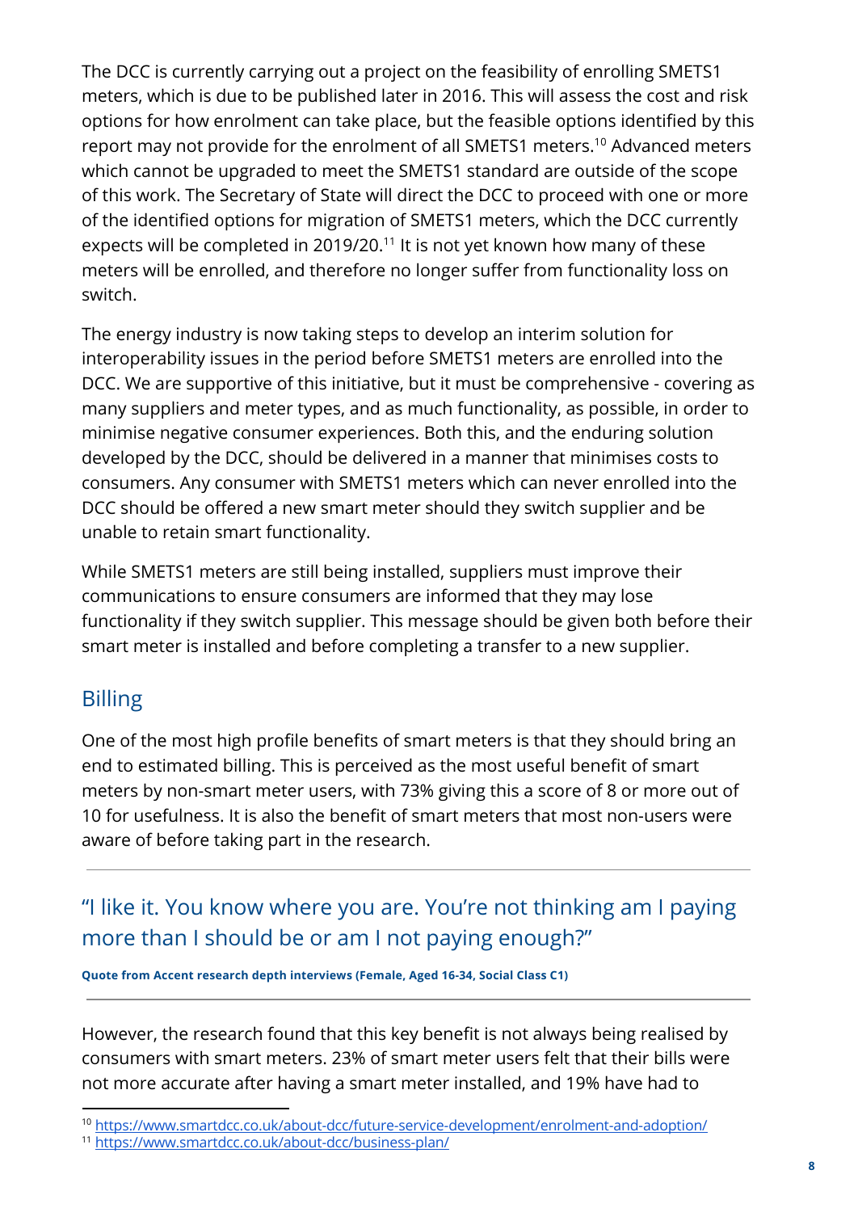The DCC is currently carrying out a project on the feasibility of enrolling SMETS1 meters, which is due to be published later in 2016. This will assess the cost and risk options for how enrolment can take place, but the feasible options identified by this report may not provide for the enrolment of all SMETS1 meters.[10] Advanced meters which cannot be upgraded to meet the SMETS1 standard are outside of the scope of this work. The Secretary of State will direct the DCC to proceed with one or more of the identified options for migration of SMETS1 meters, which the DCC currently expects will be completed in 2019/20.[11] It is not yet known how many of these meters will be enrolled, and therefore no longer suffer from functionality loss on switch.

The energy industry is now taking steps to develop an interim solution for interoperability issues in the period before SMETS1 meters are enrolled into the DCC. We are supportive of this initiative, but it must be comprehensive - covering as many suppliers and meter types, and as much functionality, as possible, in order to minimise negative consumer experiences. Both this, and the enduring solution developed by the DCC, should be delivered in a manner that minimises costs to consumers. Any consumer with SMETS1 meters which can never enrolled into the DCC should be offered a new smart meter should they switch supplier and be unable to retain smart functionality.

While SMETS1 meters are still being installed, suppliers must improve their communications to ensure consumers are informed that they may lose functionality if they switch supplier. This message should be given both before their smart meter is installed and before completing a transfer to a new supplier.

## Billing

One of the most high profile benefits of smart meters is that they should bring an end to estimated billing. This is perceived as the most useful benefit of smart meters by non-smart meter users, with 73% giving this a score of 8 or more out of 10 for usefulness. It is also the benefit of smart meters that most non-users were aware of before taking part in the research.

---

> "I like it. You know where you are. You're not thinking am I paying more than I should be or am I not paying enough?"

**Quote from Accent research depth interviews (Female, Aged 16-34, Social Class C1)**

---

However, the research found that this key benefit is not always being realised by consumers with smart meters. 23% of smart meter users felt that their bills were not more accurate after having a smart meter installed, and 19% have had to

[10] https://www.smartdcc.co.uk/about-dcc/future-service-development/enrolment-and-adoption/

[11] https://www.smartdcc.co.uk/about-dcc/business-plan/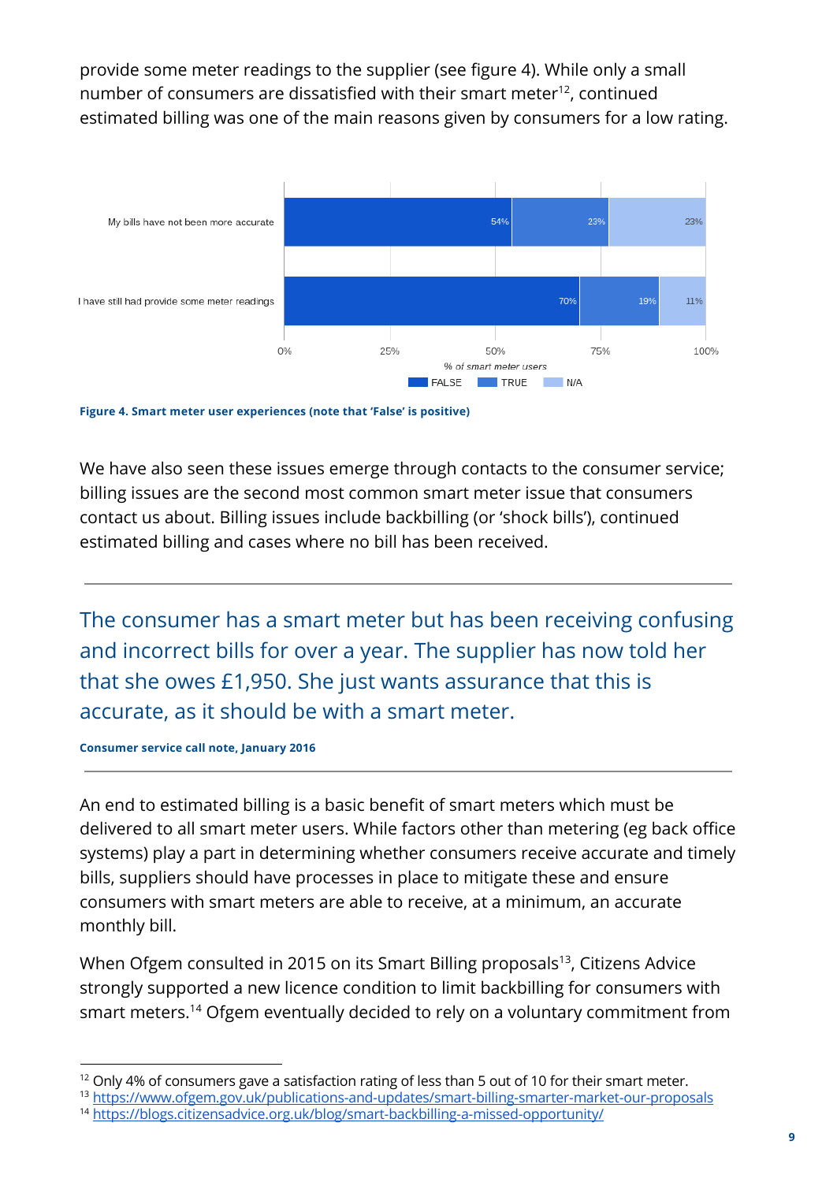provide some meter readings to the supplier (see figure 4). While only a small number of consumers are dissatisfied with their smart meter[12], continued estimated billing was one of the main reasons given by consumers for a low rating.

| | FALSE | TRUE | N/A |
|---|---|---|---|
| My bills have not been more accurate | 54% | 23% | 23% |
| I have still had provide some meter readings | 70% | 19% | 11% |

% of smart meter users

**Figure 4. Smart meter user experiences (note that 'False' is positive)**

We have also seen these issues emerge through contacts to the consumer service; billing issues are the second most common smart meter issue that consumers contact us about. Billing issues include backbilling (or 'shock bills'), continued estimated billing and cases where no bill has been received.

---

The consumer has a smart meter but has been receiving confusing and incorrect bills for over a year. The supplier has now told her that she owes £1,950. She just wants assurance that this is accurate, as it should be with a smart meter.

**Consumer service call note, January 2016**

---

An end to estimated billing is a basic benefit of smart meters which must be delivered to all smart meter users. While factors other than metering (eg back office systems) play a part in determining whether consumers receive accurate and timely bills, suppliers should have processes in place to mitigate these and ensure consumers with smart meters are able to receive, at a minimum, an accurate monthly bill.

When Ofgem consulted in 2015 on its Smart Billing proposals[13], Citizens Advice strongly supported a new licence condition to limit backbilling for consumers with smart meters.[14] Ofgem eventually decided to rely on a voluntary commitment from

---

[12] Only 4% of consumers gave a satisfaction rating of less than 5 out of 10 for their smart meter.

[13] https://www.ofgem.gov.uk/publications-and-updates/smart-billing-smarter-market-our-proposals

[14] https://blogs.citizensadvice.org.uk/blog/smart-backbilling-a-missed-opportunity/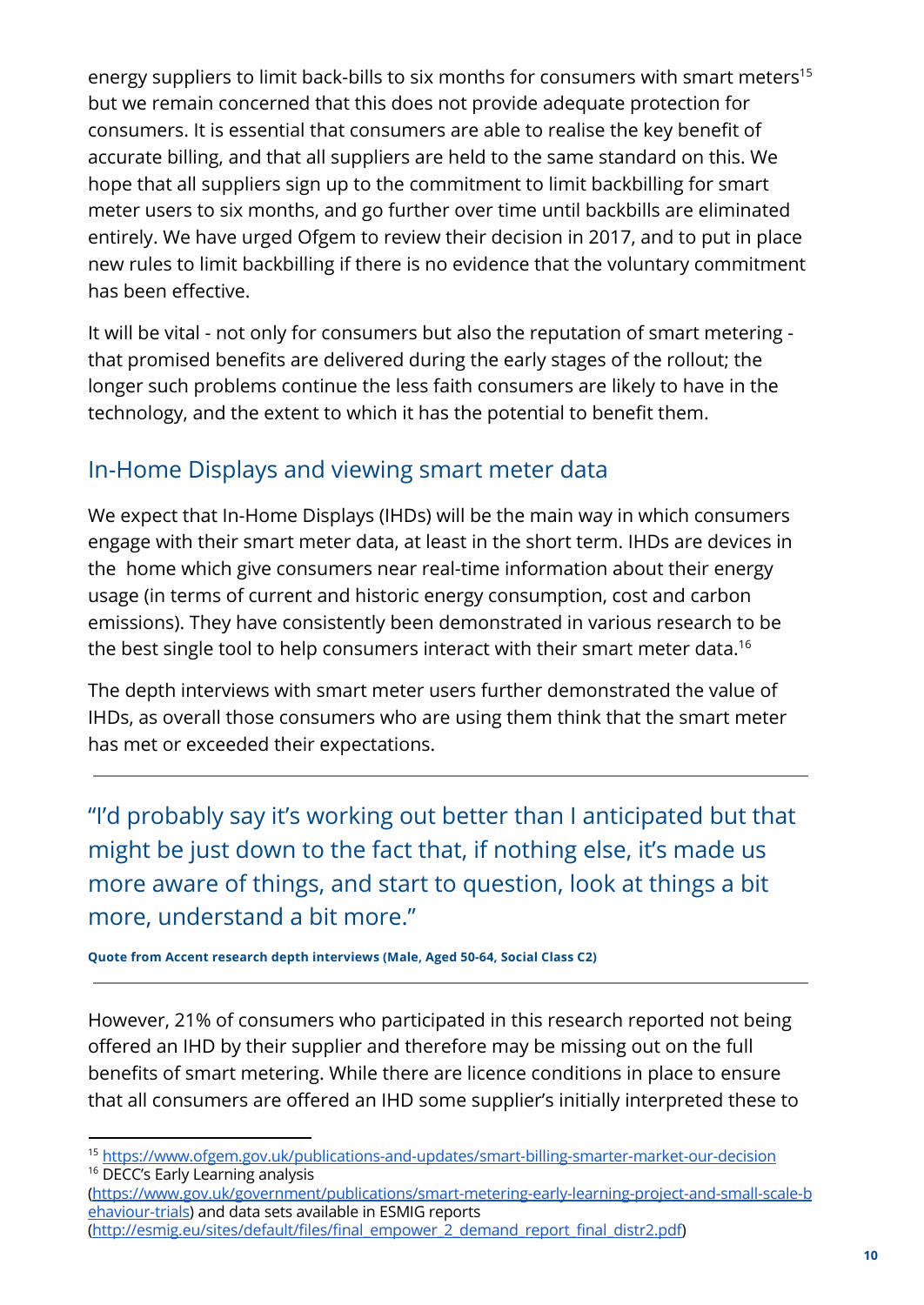energy suppliers to limit back-bills to six months for consumers with smart meters[15] but we remain concerned that this does not provide adequate protection for consumers. It is essential that consumers are able to realise the key benefit of accurate billing, and that all suppliers are held to the same standard on this. We hope that all suppliers sign up to the commitment to limit backbilling for smart meter users to six months, and go further over time until backbills are eliminated entirely. We have urged Ofgem to review their decision in 2017, and to put in place new rules to limit backbilling if there is no evidence that the voluntary commitment has been effective.

It will be vital - not only for consumers but also the reputation of smart metering - that promised benefits are delivered during the early stages of the rollout; the longer such problems continue the less faith consumers are likely to have in the technology, and the extent to which it has the potential to benefit them.

## In-Home Displays and viewing smart meter data

We expect that In-Home Displays (IHDs) will be the main way in which consumers engage with their smart meter data, at least in the short term. IHDs are devices in the home which give consumers near real-time information about their energy usage (in terms of current and historic energy consumption, cost and carbon emissions). They have consistently been demonstrated in various research to be the best single tool to help consumers interact with their smart meter data.[16]

The depth interviews with smart meter users further demonstrated the value of IHDs, as overall those consumers who are using them think that the smart meter has met or exceeded their expectations.

---

> "I'd probably say it's working out better than I anticipated but that might be just down to the fact that, if nothing else, it's made us more aware of things, and start to question, look at things a bit more, understand a bit more."

**Quote from Accent research depth interviews (Male, Aged 50-64, Social Class C2)**

---

However, 21% of consumers who participated in this research reported not being offered an IHD by their supplier and therefore may be missing out on the full benefits of smart metering. While there are licence conditions in place to ensure that all consumers are offered an IHD some supplier's initially interpreted these to

---

[15] https://www.ofgem.gov.uk/publications-and-updates/smart-billing-smarter-market-our-decision

[16] DECC's Early Learning analysis (https://www.gov.uk/government/publications/smart-metering-early-learning-project-and-small-scale-behaviour-trials) and data sets available in ESMIG reports (http://esmig.eu/sites/default/files/final_empower_2_demand_report_final_distr2.pdf)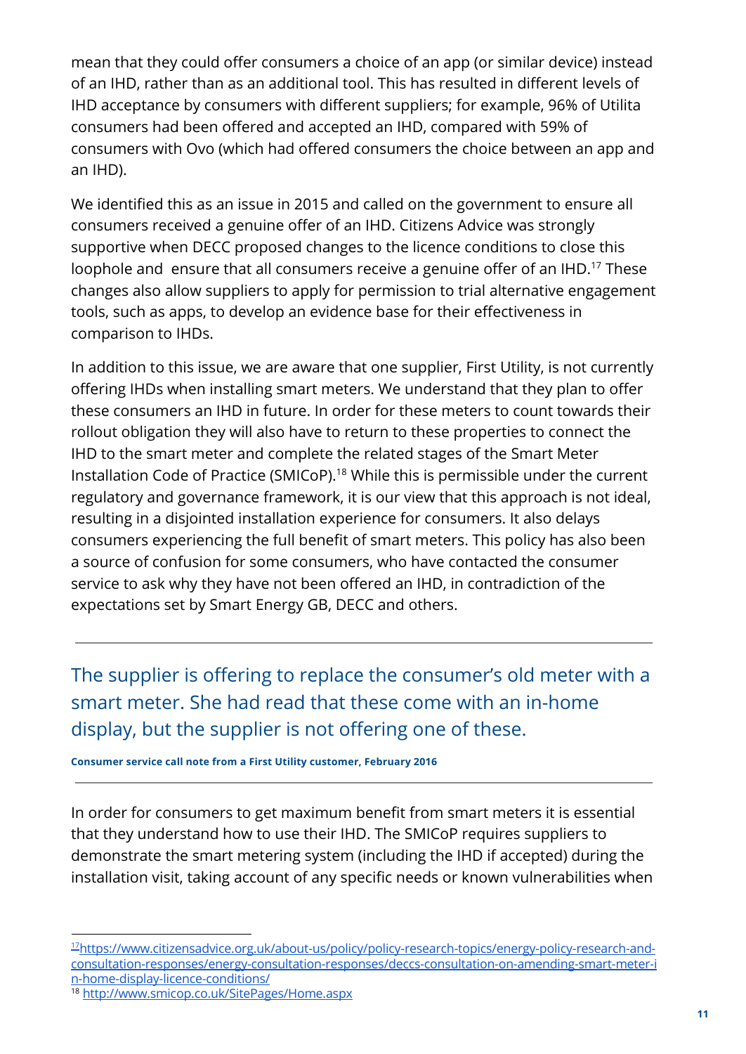mean that they could offer consumers a choice of an app (or similar device) instead of an IHD, rather than as an additional tool. This has resulted in different levels of IHD acceptance by consumers with different suppliers; for example, 96% of Utilita consumers had been offered and accepted an IHD, compared with 59% of consumers with Ovo (which had offered consumers the choice between an app and an IHD).

We identified this as an issue in 2015 and called on the government to ensure all consumers received a genuine offer of an IHD. Citizens Advice was strongly supportive when DECC proposed changes to the licence conditions to close this loophole and ensure that all consumers receive a genuine offer of an IHD.[17] These changes also allow suppliers to apply for permission to trial alternative engagement tools, such as apps, to develop an evidence base for their effectiveness in comparison to IHDs.

In addition to this issue, we are aware that one supplier, First Utility, is not currently offering IHDs when installing smart meters. We understand that they plan to offer these consumers an IHD in future. In order for these meters to count towards their rollout obligation they will also have to return to these properties to connect the IHD to the smart meter and complete the related stages of the Smart Meter Installation Code of Practice (SMICoP).[18] While this is permissible under the current regulatory and governance framework, it is our view that this approach is not ideal, resulting in a disjointed installation experience for consumers. It also delays consumers experiencing the full benefit of smart meters. This policy has also been a source of confusion for some consumers, who have contacted the consumer service to ask why they have not been offered an IHD, in contradiction of the expectations set by Smart Energy GB, DECC and others.

---

The supplier is offering to replace the consumer's old meter with a smart meter. She had read that these come with an in-home display, but the supplier is not offering one of these.

**Consumer service call note from a First Utility customer, February 2016**

---

In order for consumers to get maximum benefit from smart meters it is essential that they understand how to use their IHD. The SMICoP requires suppliers to demonstrate the smart metering system (including the IHD if accepted) during the installation visit, taking account of any specific needs or known vulnerabilities when

[17] https://www.citizensadvice.org.uk/about-us/policy/policy-research-topics/energy-policy-research-and-consultation-responses/energy-consultation-responses/deccs-consultation-on-amending-smart-meter-in-home-display-licence-conditions/

[18] http://www.smicop.co.uk/SitePages/Home.aspx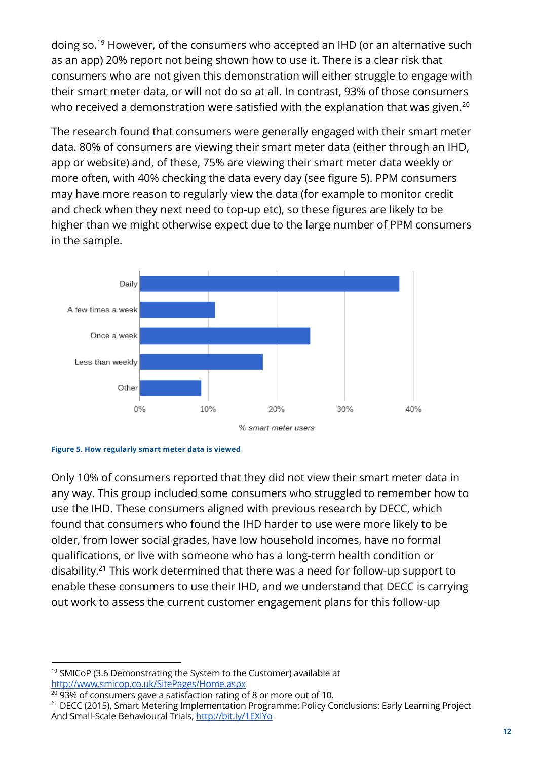doing so.[19] However, of the consumers who accepted an IHD (or an alternative such as an app) 20% report not being shown how to use it. There is a clear risk that consumers who are not given this demonstration will either struggle to engage with their smart meter data, or will not do so at all. In contrast, 93% of those consumers who received a demonstration were satisfied with the explanation that was given.[20]

The research found that consumers were generally engaged with their smart meter data. 80% of consumers are viewing their smart meter data (either through an IHD, app or website) and, of these, 75% are viewing their smart meter data weekly or more often, with 40% checking the data every day (see figure 5). PPM consumers may have more reason to regularly view the data (for example to monitor credit and check when they next need to top-up etc), so these figures are likely to be higher than we might otherwise expect due to the large number of PPM consumers in the sample.

**Figure 5. How regularly smart meter data is viewed**

Only 10% of consumers reported that they did not view their smart meter data in any way. This group included some consumers who struggled to remember how to use the IHD. These consumers aligned with previous research by DECC, which found that consumers who found the IHD harder to use were more likely to be older, from lower social grades, have low household incomes, have no formal qualifications, or live with someone who has a long-term health condition or disability.[21] This work determined that there was a need for follow-up support to enable these consumers to use their IHD, and we understand that DECC is carrying out work to assess the current customer engagement plans for this follow-up

---

[19] SMICoP (3.6 Demonstrating the System to the Customer) available at http://www.smicop.co.uk/SitePages/Home.aspx

[20] 93% of consumers gave a satisfaction rating of 8 or more out of 10.

[21] DECC (2015), Smart Metering Implementation Programme: Policy Conclusions: Early Learning Project And Small-Scale Behavioural Trials, http://bit.ly/1EXlYo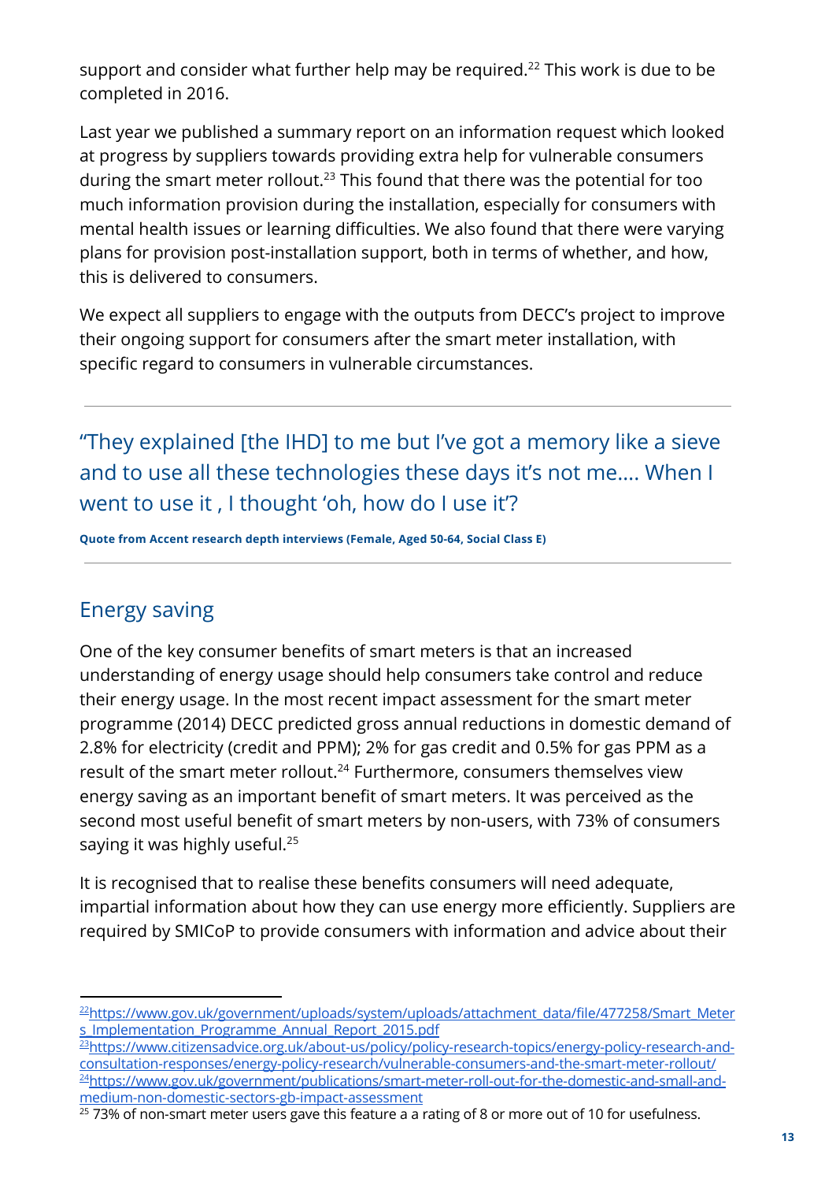support and consider what further help may be required.[22] This work is due to be completed in 2016.

Last year we published a summary report on an information request which looked at progress by suppliers towards providing extra help for vulnerable consumers during the smart meter rollout.[23] This found that there was the potential for too much information provision during the installation, especially for consumers with mental health issues or learning difficulties. We also found that there were varying plans for provision post-installation support, both in terms of whether, and how, this is delivered to consumers.

We expect all suppliers to engage with the outputs from DECC's project to improve their ongoing support for consumers after the smart meter installation, with specific regard to consumers in vulnerable circumstances.

---

> "They explained [the IHD] to me but I've got a memory like a sieve and to use all these technologies these days it's not me.... When I went to use it , I thought 'oh, how do I use it'?
>
> **Quote from Accent research depth interviews (Female, Aged 50-64, Social Class E)**

---

## Energy saving

One of the key consumer benefits of smart meters is that an increased understanding of energy usage should help consumers take control and reduce their energy usage. In the most recent impact assessment for the smart meter programme (2014) DECC predicted gross annual reductions in domestic demand of 2.8% for electricity (credit and PPM); 2% for gas credit and 0.5% for gas PPM as a result of the smart meter rollout.[24] Furthermore, consumers themselves view energy saving as an important benefit of smart meters. It was perceived as the second most useful benefit of smart meters by non-users, with 73% of consumers saying it was highly useful.[25]

It is recognised that to realise these benefits consumers will need adequate, impartial information about how they can use energy more efficiently. Suppliers are required by SMICoP to provide consumers with information and advice about their

---

[22] https://www.gov.uk/government/uploads/system/uploads/attachment_data/file/477258/Smart_Meters_Implementation_Programme_Annual_Report_2015.pdf

[23] https://www.citizensadvice.org.uk/about-us/policy/policy-research-topics/energy-policy-research-and-consultation-responses/energy-policy-research/vulnerable-consumers-and-the-smart-meter-rollout/

[24] https://www.gov.uk/government/publications/smart-meter-roll-out-for-the-domestic-and-small-and-medium-non-domestic-sectors-gb-impact-assessment

[25] 73% of non-smart meter users gave this feature a a rating of 8 or more out of 10 for usefulness.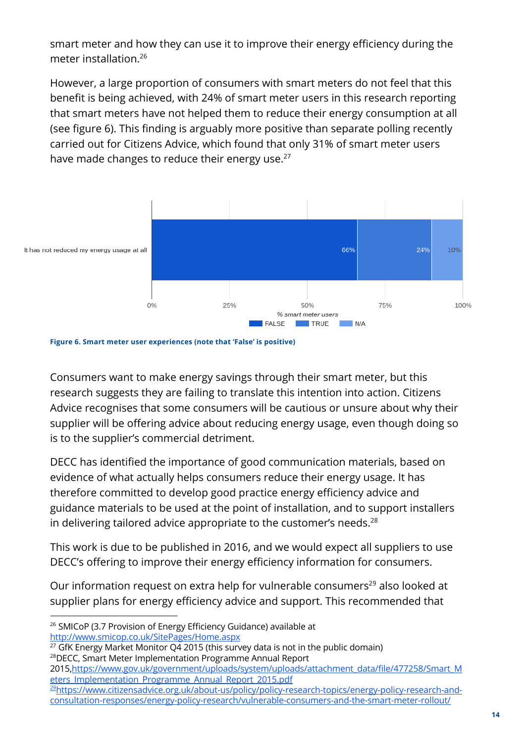smart meter and how they can use it to improve their energy efficiency during the meter installation.[26]

However, a large proportion of consumers with smart meters do not feel that this benefit is being achieved, with 24% of smart meter users in this research reporting that smart meters have not helped them to reduce their energy consumption at all (see figure 6). This finding is arguably more positive than separate polling recently carried out for Citizens Advice, which found that only 31% of smart meter users have made changes to reduce their energy use.[27]

| % smart meter users | FALSE | TRUE | N/A |
| --- | --- | --- | --- |
| It has not reduced my energy usage at all | 66% | 24% | 10% |

**Figure 6. Smart meter user experiences (note that 'False' is positive)**

Consumers want to make energy savings through their smart meter, but this research suggests they are failing to translate this intention into action. Citizens Advice recognises that some consumers will be cautious or unsure about why their supplier will be offering advice about reducing energy usage, even though doing so is to the supplier's commercial detriment.

DECC has identified the importance of good communication materials, based on evidence of what actually helps consumers reduce their energy usage. It has therefore committed to develop good practice energy efficiency advice and guidance materials to be used at the point of installation, and to support installers in delivering tailored advice appropriate to the customer's needs.[28]

This work is due to be published in 2016, and we would expect all suppliers to use DECC's offering to improve their energy efficiency information for consumers.

Our information request on extra help for vulnerable consumers[29] also looked at supplier plans for energy efficiency advice and support. This recommended that

---

[26] SMICoP (3.7 Provision of Energy Efficiency Guidance) available at http://www.smicop.co.uk/SitePages/Home.aspx

[27] GfK Energy Market Monitor Q4 2015 (this survey data is not in the public domain)

[28] DECC, Smart Meter Implementation Programme Annual Report 2015, https://www.gov.uk/government/uploads/system/uploads/attachment_data/file/477258/Smart_Meters_Implementation_Programme_Annual_Report_2015.pdf

[29] https://www.citizensadvice.org.uk/about-us/policy/policy-research-topics/energy-policy-research-and-consultation-responses/energy-policy-research/vulnerable-consumers-and-the-smart-meter-rollout/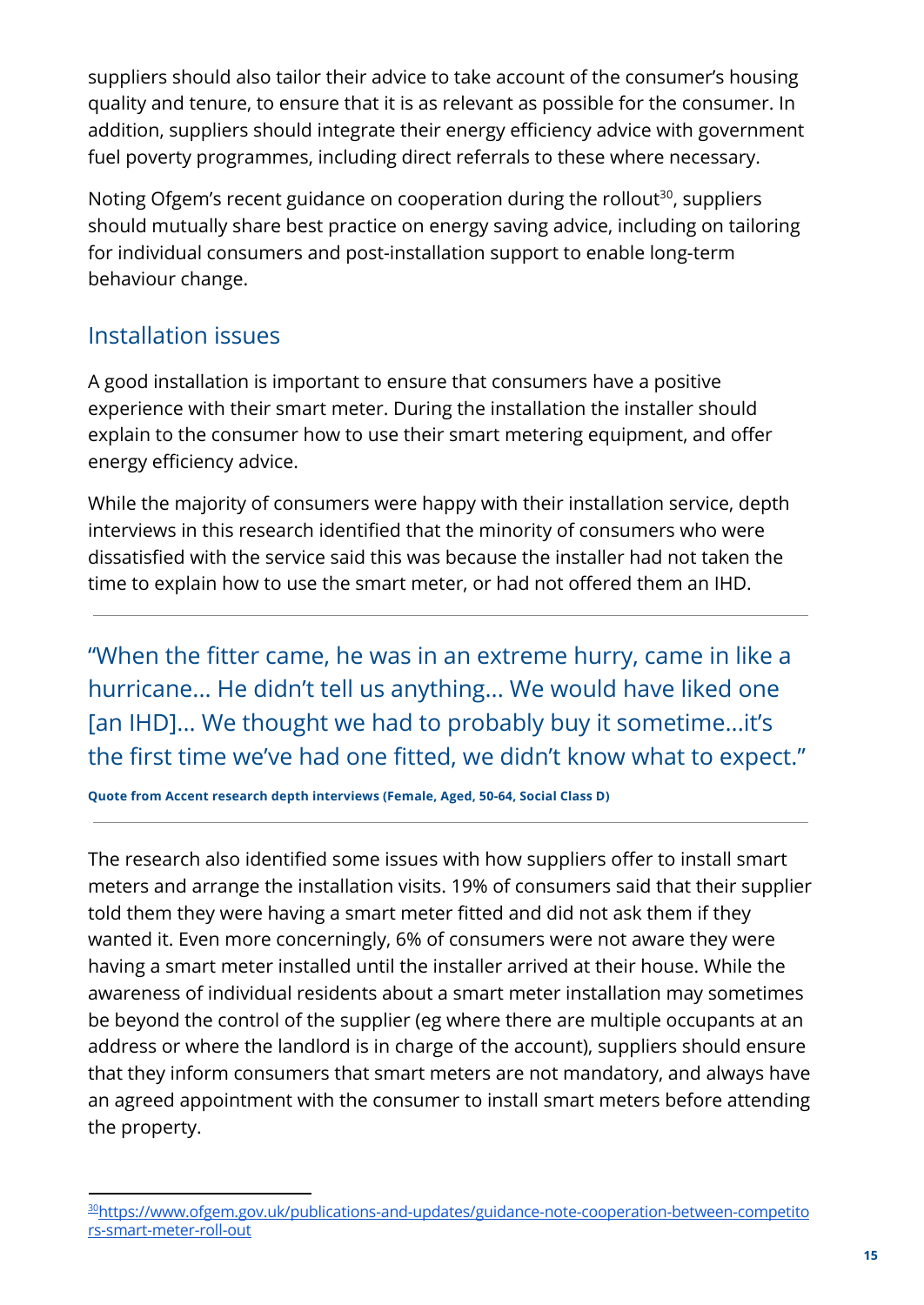suppliers should also tailor their advice to take account of the consumer's housing quality and tenure, to ensure that it is as relevant as possible for the consumer. In addition, suppliers should integrate their energy efficiency advice with government fuel poverty programmes, including direct referrals to these where necessary.

Noting Ofgem's recent guidance on cooperation during the rollout[30], suppliers should mutually share best practice on energy saving advice, including on tailoring for individual consumers and post-installation support to enable long-term behaviour change.

## Installation issues

A good installation is important to ensure that consumers have a positive experience with their smart meter. During the installation the installer should explain to the consumer how to use their smart metering equipment, and offer energy efficiency advice.

While the majority of consumers were happy with their installation service, depth interviews in this research identified that the minority of consumers who were dissatisfied with the service said this was because the installer had not taken the time to explain how to use the smart meter, or had not offered them an IHD.

---

> "When the fitter came, he was in an extreme hurry, came in like a hurricane... He didn't tell us anything... We would have liked one [an IHD]... We thought we had to probably buy it sometime...it's the first time we've had one fitted, we didn't know what to expect."

**Quote from Accent research depth interviews (Female, Aged, 50-64, Social Class D)**

---

The research also identified some issues with how suppliers offer to install smart meters and arrange the installation visits. 19% of consumers said that their supplier told them they were having a smart meter fitted and did not ask them if they wanted it. Even more concerningly, 6% of consumers were not aware they were having a smart meter installed until the installer arrived at their house. While the awareness of individual residents about a smart meter installation may sometimes be beyond the control of the supplier (eg where there are multiple occupants at an address or where the landlord is in charge of the account), suppliers should ensure that they inform consumers that smart meters are not mandatory, and always have an agreed appointment with the consumer to install smart meters before attending the property.

[30] https://www.ofgem.gov.uk/publications-and-updates/guidance-note-cooperation-between-competitors-smart-meter-roll-out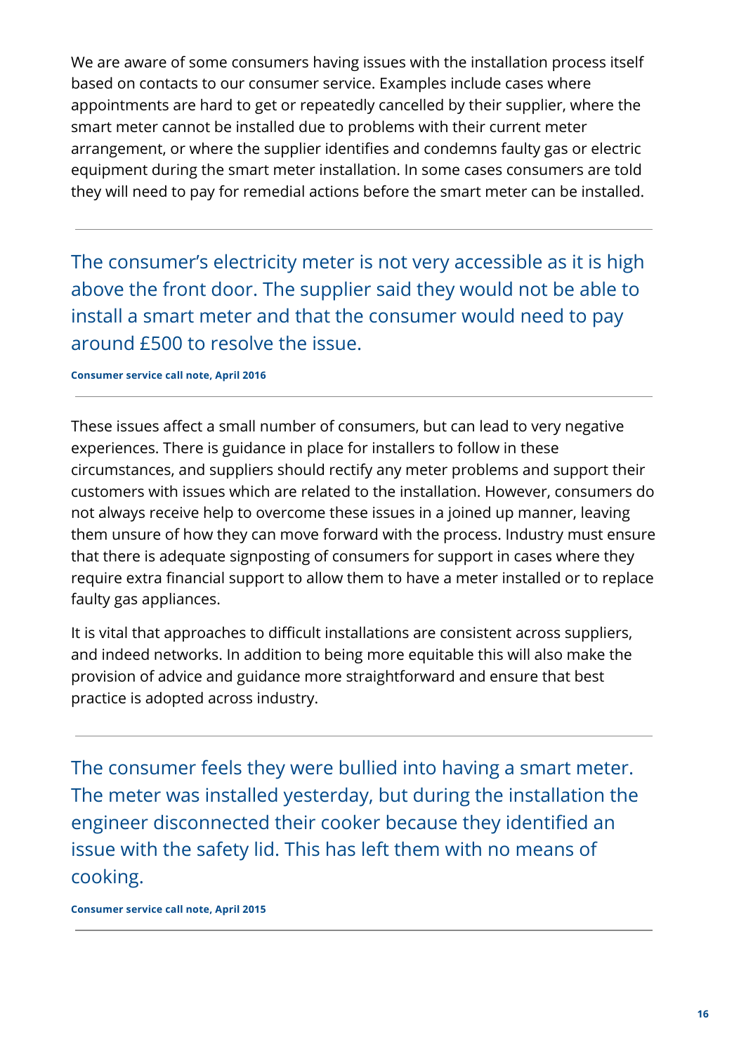We are aware of some consumers having issues with the installation process itself based on contacts to our consumer service. Examples include cases where appointments are hard to get or repeatedly cancelled by their supplier, where the smart meter cannot be installed due to problems with their current meter arrangement, or where the supplier identifies and condemns faulty gas or electric equipment during the smart meter installation. In some cases consumers are told they will need to pay for remedial actions before the smart meter can be installed.

---

> The consumer's electricity meter is not very accessible as it is high above the front door. The supplier said they would not be able to install a smart meter and that the consumer would need to pay around £500 to resolve the issue.
>
> **Consumer service call note, April 2016**

---

These issues affect a small number of consumers, but can lead to very negative experiences. There is guidance in place for installers to follow in these circumstances, and suppliers should rectify any meter problems and support their customers with issues which are related to the installation. However, consumers do not always receive help to overcome these issues in a joined up manner, leaving them unsure of how they can move forward with the process. Industry must ensure that there is adequate signposting of consumers for support in cases where they require extra financial support to allow them to have a meter installed or to replace faulty gas appliances.

It is vital that approaches to difficult installations are consistent across suppliers, and indeed networks. In addition to being more equitable this will also make the provision of advice and guidance more straightforward and ensure that best practice is adopted across industry.

---

> The consumer feels they were bullied into having a smart meter. The meter was installed yesterday, but during the installation the engineer disconnected their cooker because they identified an issue with the safety lid. This has left them with no means of cooking.
>
> **Consumer service call note, April 2015**

---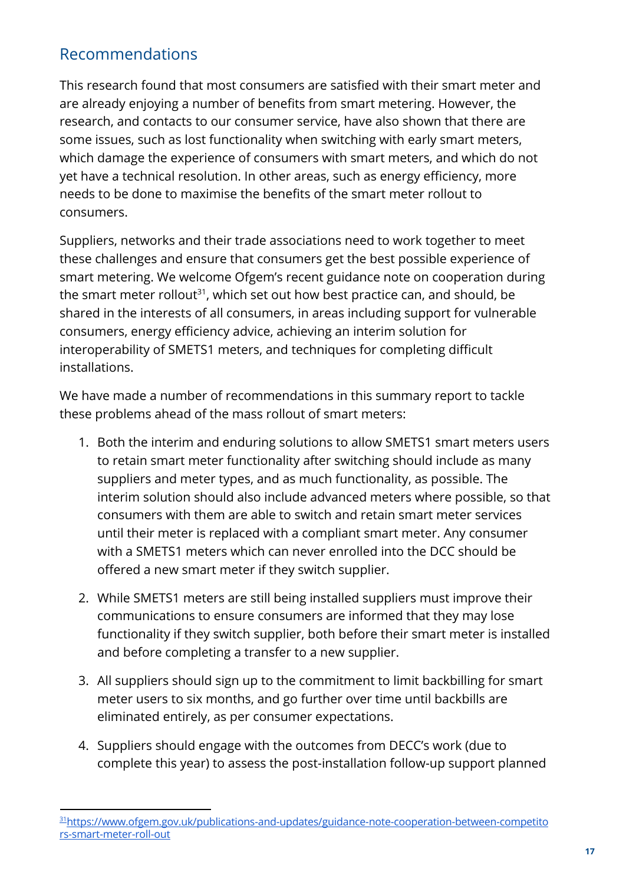## Recommendations

This research found that most consumers are satisfied with their smart meter and are already enjoying a number of benefits from smart metering. However, the research, and contacts to our consumer service, have also shown that there are some issues, such as lost functionality when switching with early smart meters, which damage the experience of consumers with smart meters, and which do not yet have a technical resolution. In other areas, such as energy efficiency, more needs to be done to maximise the benefits of the smart meter rollout to consumers.

Suppliers, networks and their trade associations need to work together to meet these challenges and ensure that consumers get the best possible experience of smart metering. We welcome Ofgem's recent guidance note on cooperation during the smart meter rollout[31], which set out how best practice can, and should, be shared in the interests of all consumers, in areas including support for vulnerable consumers, energy efficiency advice, achieving an interim solution for interoperability of SMETS1 meters, and techniques for completing difficult installations.

We have made a number of recommendations in this summary report to tackle these problems ahead of the mass rollout of smart meters:

1. Both the interim and enduring solutions to allow SMETS1 smart meters users to retain smart meter functionality after switching should include as many suppliers and meter types, and as much functionality, as possible. The interim solution should also include advanced meters where possible, so that consumers with them are able to switch and retain smart meter services until their meter is replaced with a compliant smart meter. Any consumer with a SMETS1 meters which can never enrolled into the DCC should be offered a new smart meter if they switch supplier.
2. While SMETS1 meters are still being installed suppliers must improve their communications to ensure consumers are informed that they may lose functionality if they switch supplier, both before their smart meter is installed and before completing a transfer to a new supplier.
3. All suppliers should sign up to the commitment to limit backbilling for smart meter users to six months, and go further over time until backbills are eliminated entirely, as per consumer expectations.
4. Suppliers should engage with the outcomes from DECC's work (due to complete this year) to assess the post-installation follow-up support planned

[31] https://www.ofgem.gov.uk/publications-and-updates/guidance-note-cooperation-between-competitors-smart-meter-roll-out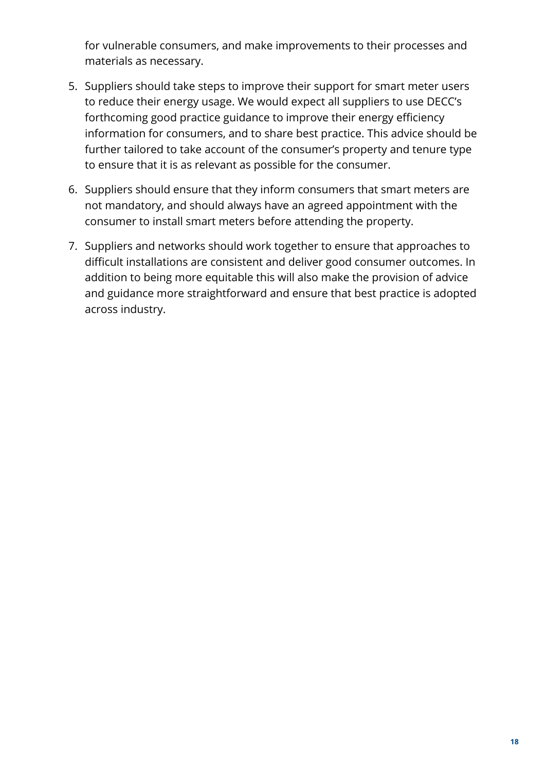for vulnerable consumers, and make improvements to their processes and materials as necessary.

5. Suppliers should take steps to improve their support for smart meter users to reduce their energy usage. We would expect all suppliers to use DECC's forthcoming good practice guidance to improve their energy efficiency information for consumers, and to share best practice. This advice should be further tailored to take account of the consumer's property and tenure type to ensure that it is as relevant as possible for the consumer.
6. Suppliers should ensure that they inform consumers that smart meters are not mandatory, and should always have an agreed appointment with the consumer to install smart meters before attending the property.
7. Suppliers and networks should work together to ensure that approaches to difficult installations are consistent and deliver good consumer outcomes. In addition to being more equitable this will also make the provision of advice and guidance more straightforward and ensure that best practice is adopted across industry.